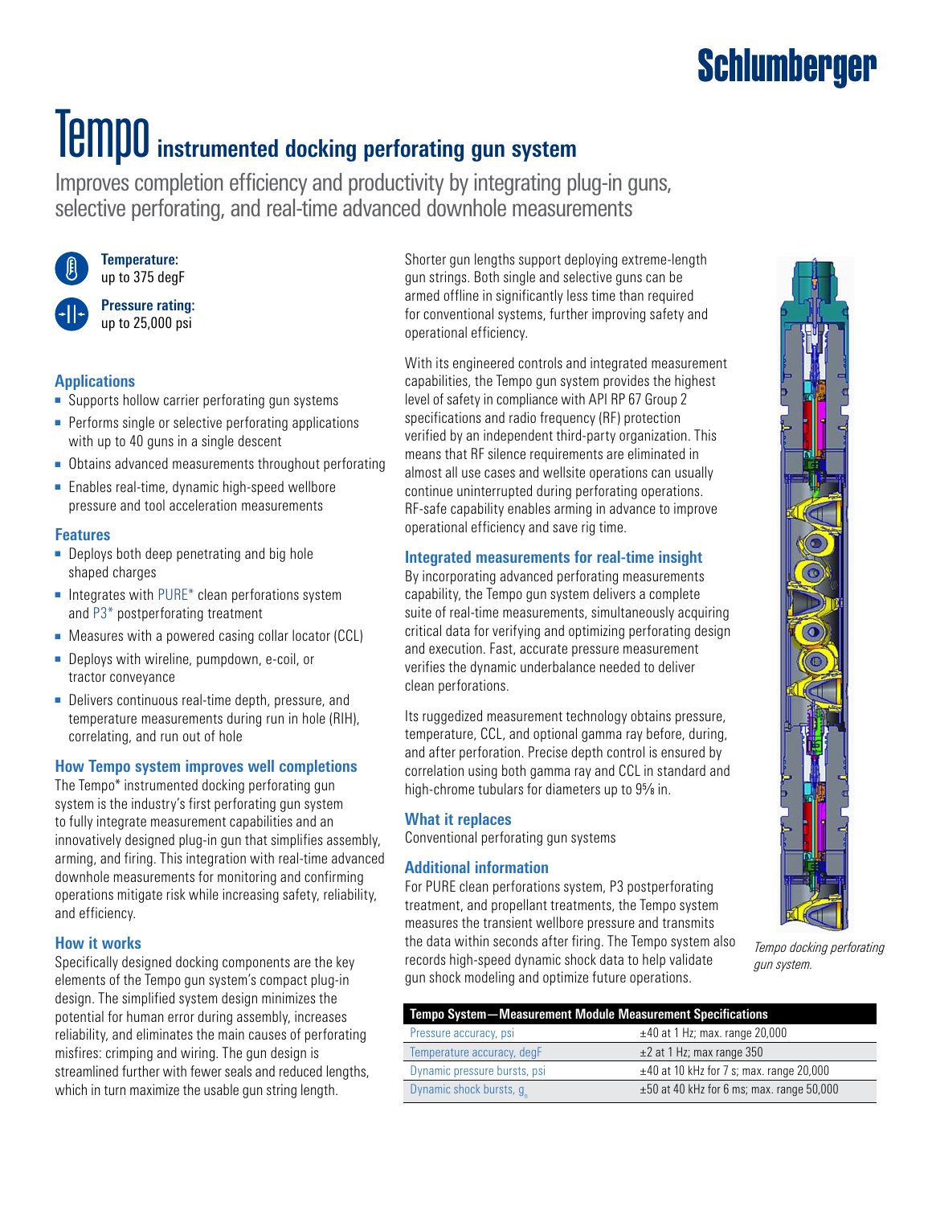# Tempo instrumented docking perforating gun system

Improves completion efficiency and productivity by integrating plug-in guns, selective perforating, and real-time advanced downhole measurements

**Temperature:**
up to 375 degF

**Pressure rating:**
up to 25,000 psi

## Applications

- Supports hollow carrier perforating gun systems
- Performs single or selective perforating applications with up to 40 guns in a single descent
- Obtains advanced measurements throughout perforating
- Enables real-time, dynamic high-speed wellbore pressure and tool acceleration measurements

## Features

- Deploys both deep penetrating and big hole shaped charges
- Integrates with PURE* clean perforations system and P3* postperforating treatment
- Measures with a powered casing collar locator (CCL)
- Deploys with wireline, pumpdown, e-coil, or tractor conveyance
- Delivers continuous real-time depth, pressure, and temperature measurements during run in hole (RIH), correlating, and run out of hole

## How Tempo system improves well completions

The Tempo* instrumented docking perforating gun system is the industry's first perforating gun system to fully integrate measurement capabilities and an innovatively designed plug-in gun that simplifies assembly, arming, and firing. This integration with real-time advanced downhole measurements for monitoring and confirming operations mitigate risk while increasing safety, reliability, and efficiency.

## How it works

Specifically designed docking components are the key elements of the Tempo gun system's compact plug-in design. The simplified system design minimizes the potential for human error during assembly, increases reliability, and eliminates the main causes of perforating misfires: crimping and wiring. The gun design is streamlined further with fewer seals and reduced lengths, which in turn maximize the usable gun string length.

Shorter gun lengths support deploying extreme-length gun strings. Both single and selective guns can be armed offline in significantly less time than required for conventional systems, further improving safety and operational efficiency.

With its engineered controls and integrated measurement capabilities, the Tempo gun system provides the highest level of safety in compliance with API RP 67 Group 2 specifications and radio frequency (RF) protection verified by an independent third-party organization. This means that RF silence requirements are eliminated in almost all use cases and wellsite operations can usually continue uninterrupted during perforating operations. RF-safe capability enables arming in advance to improve operational efficiency and save rig time.

## Integrated measurements for real-time insight

By incorporating advanced perforating measurements capability, the Tempo gun system delivers a complete suite of real-time measurements, simultaneously acquiring critical data for verifying and optimizing perforating design and execution. Fast, accurate pressure measurement verifies the dynamic underbalance needed to deliver clean perforations.

Its ruggedized measurement technology obtains pressure, temperature, CCL, and optional gamma ray before, during, and after perforation. Precise depth control is ensured by correlation using both gamma ray and CCL in standard and high-chrome tubulars for diameters up to 9⅝ in.

## What it replaces

Conventional perforating gun systems

## Additional information

For PURE clean perforations system, P3 postperforating treatment, and propellant treatments, the Tempo system measures the transient wellbore pressure and transmits the data within seconds after firing. The Tempo system also records high-speed dynamic shock data to help validate gun shock modeling and optimize future operations.

*Tempo docking perforating gun system.*

| Tempo System—Measurement Module Measurement Specifications | |
|---|---|
| Pressure accuracy, psi | ±40 at 1 Hz; max. range 20,000 |
| Temperature accuracy, degF | ±2 at 1 Hz; max range 350 |
| Dynamic pressure bursts, psi | ±40 at 10 kHz for 7 s; max. range 20,000 |
| Dynamic shock bursts, $g_n$ | ±50 at 40 kHz for 6 ms; max. range 50,000 |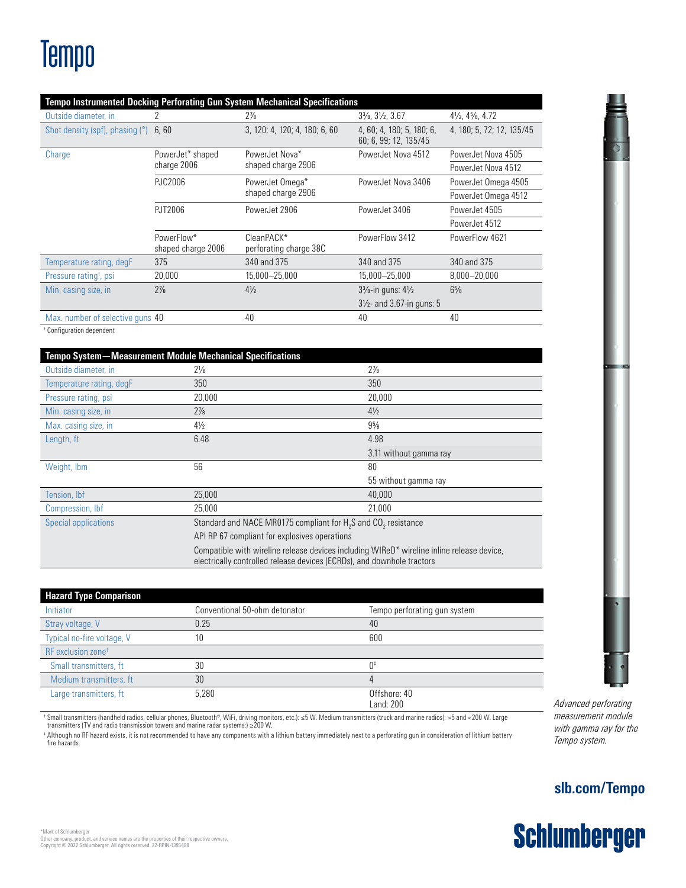# Tempo

| Tempo Instrumented Docking Perforating Gun System Mechanical Specifications | | | | |
|---|---|---|---|---|
| Outside diameter, in | 2 | 2⅞ | 3⅜, 3½, 3.67 | 4½, 4⅝, 4.72 |
| Shot density (spf), phasing (°) | 6, 60 | 3, 120; 4, 120; 4, 180; 6, 60 | 4, 60; 4, 180; 5, 180; 6, 60; 6, 99; 12, 135/45 | 4, 180; 5, 72; 12, 135/45 |
| Charge | PowerJet* shaped charge 2006 | PowerJet Nova* shaped charge 2906 | PowerJet Nova 4512 | PowerJet Nova 4505 |
| | | | | PowerJet Nova 4512 |
| | PJC2006 | PowerJet Omega* shaped charge 2906 | PowerJet Nova 3406 | PowerJet Omega 4505 |
| | | | | PowerJet Omega 4512 |
| | PJT2006 | PowerJet 2906 | PowerJet 3406 | PowerJet 4505 |
| | | | | PowerJet 4512 |
| | PowerFlow* shaped charge 2006 | CleanPACK* perforating charge 38C | PowerFlow 3412 | PowerFlow 4621 |
| Temperature rating, degF | 375 | 340 and 375 | 340 and 375 | 340 and 375 |
| Pressure rating†, psi | 20,000 | 15,000–25,000 | 15,000–25,000 | 8,000–20,000 |
| Min. casing size, in | 2⅞ | 4½ | 3⅜-in guns: 4½ | 6⅝ |
| | | | 3½- and 3.67-in guns: 5 | |
| Max. number of selective guns | 40 | 40 | 40 | 40 |

† Configuration dependent

| Tempo System—Measurement Module Mechanical Specifications | | |
|---|---|---|
| Outside diameter, in | 2⅛ | 2⅞ |
| Temperature rating, degF | 350 | 350 |
| Pressure rating, psi | 20,000 | 20,000 |
| Min. casing size, in | 2⅞ | 4½ |
| Max. casing size, in | 4½ | 9⅝ |
| Length, ft | 6.48 | 4.98 |
| | | 3.11 without gamma ray |
| Weight, lbm | 56 | 80 |
| | | 55 without gamma ray |
| Tension, lbf | 25,000 | 40,000 |
| Compression, lbf | 25,000 | 21,000 |
| Special applications | Standard and NACE MR0175 compliant for $H_2S$ and $CO_2$ resistance | |
| | API RP 67 compliant for explosives operations | |
| | Compatible with wireline release devices including WIReD* wireline inline release device, electrically controlled release devices (ECRDs), and downhole tractors | |

| Hazard Type Comparison | | |
|---|---|---|
| Initiator | Conventional 50-ohm detonator | Tempo perforating gun system |
| Stray voltage, V | 0.25 | 40 |
| Typical no-fire voltage, V | 10 | 600 |
| RF exclusion zone† | | |
| Small transmitters, ft | 30 | 0‡ |
| Medium transmitters, ft | 30 | 4 |
| Large transmitters, ft | 5,280 | Offshore: 40<br>Land: 200 |

† Small transmitters (handheld radios, cellular phones, Bluetooth®, WiFi, driving monitors, etc.): ≤5 W. Medium transmitters (truck and marine radios): >5 and <200 W. Large transmitters (TV and radio transmission towers and marine radar systems:) ≥200 W.

‡ Although no RF hazard exists, it is not recommended to have any components with a lithium battery immediately next to a perforating gun in consideration of lithium battery fire hazards.

*Advanced perforating measurement module with gamma ray for the Tempo system.*

**slb.com/Tempo**

*Mark of Schlumberger
Other company, product, and service names are the properties of their respective owners.
Copyright © 2022 Schlumberger. All rights reserved. 22-RPIN-1395488

**Schlumberger**